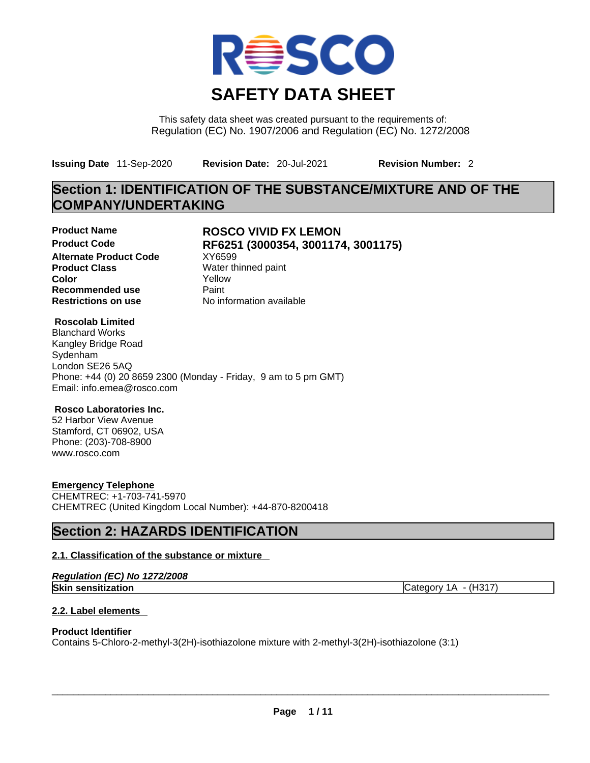# SAFETY DATA SHEET

This safety data sheet was created pursuant to the requirements of:
Regulation (EC) No. 1907/2006 and Regulation (EC) No. 1272/2008

**Issuing Date** 11-Sep-2020 **Revision Date:** 20-Jul-2021 **Revision Number:** 2

## Section 1: IDENTIFICATION OF THE SUBSTANCE/MIXTURE AND OF THE COMPANY/UNDERTAKING

| | |
|---|---|
| **Product Name** | **ROSCO VIVID FX LEMON** |
| **Product Code** | **RF6251 (3000354, 3001174, 3001175)** |
| **Alternate Product Code** | XY6599 |
| **Product Class** | Water thinned paint |
| **Color** | Yellow |
| **Recommended use** | Paint |
| **Restrictions on use** | No information available |

**Roscolab Limited**
Blanchard Works
Kangley Bridge Road
Sydenham
London SE26 5AQ
Phone: +44 (0) 20 8659 2300 (Monday - Friday, 9 am to 5 pm GMT)
Email: info.emea@rosco.com

**Rosco Laboratories Inc.**
52 Harbor View Avenue
Stamford, CT 06902, USA
Phone: (203)-708-8900
www.rosco.com

**Emergency Telephone**
CHEMTREC: +1-703-741-5970
CHEMTREC (United Kingdom Local Number): +44-870-8200418

## Section 2: HAZARDS IDENTIFICATION

### 2.1. Classification of the substance or mixture

*Regulation (EC) No 1272/2008*

| | |
|---|---|
| **Skin sensitization** | Category 1A - (H317) |

### 2.2. Label elements

**Product Identifier**
Contains 5-Chloro-2-methyl-3(2H)-isothiazolone mixture with 2-methyl-3(2H)-isothiazolone (3:1)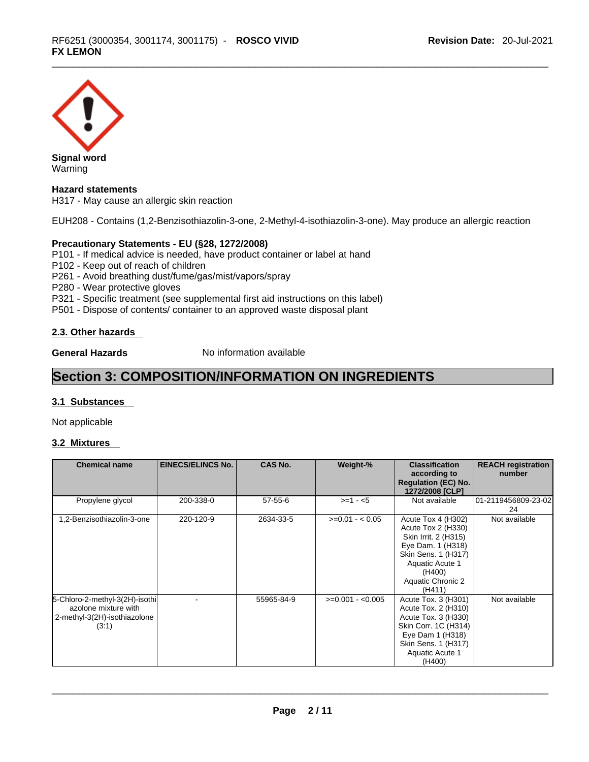**Signal word**
Warning

**Hazard statements**
H317 - May cause an allergic skin reaction

EUH208 - Contains (1,2-Benzisothiazolin-3-one, 2-Methyl-4-isothiazolin-3-one). May produce an allergic reaction

**Precautionary Statements - EU (§28, 1272/2008)**
P101 - If medical advice is needed, have product container or label at hand
P102 - Keep out of reach of children
P261 - Avoid breathing dust/fume/gas/mist/vapors/spray
P280 - Wear protective gloves
P321 - Specific treatment (see supplemental first aid instructions on this label)
P501 - Dispose of contents/ container to an approved waste disposal plant

### 2.3. Other hazards

**General Hazards** No information available

## Section 3: COMPOSITION/INFORMATION ON INGREDIENTS

### 3.1 Substances

Not applicable

### 3.2 Mixtures

| Chemical name | EINECS/ELINCS No. | CAS No. | Weight-% | Classification according to Regulation (EC) No. 1272/2008 [CLP] | REACH registration number |
|---|---|---|---|---|---|
| Propylene glycol | 200-338-0 | 57-55-6 | >=1 - <5 | Not available | 01-2119456809-23-0224 |
| 1,2-Benzisothiazolin-3-one | 220-120-9 | 2634-33-5 | >=0.01 - < 0.05 | Acute Tox 4 (H302) Acute Tox 2 (H330) Skin Irrit. 2 (H315) Eye Dam. 1 (H318) Skin Sens. 1 (H317) Aquatic Acute 1 (H400) Aquatic Chronic 2 (H411) | Not available |
| 5-Chloro-2-methyl-3(2H)-isothiazolone mixture with 2-methyl-3(2H)-isothiazolone (3:1) | - | 55965-84-9 | >=0.001 - <0.005 | Acute Tox. 3 (H301) Acute Tox. 2 (H310) Acute Tox. 3 (H330) Skin Corr. 1C (H314) Eye Dam 1 (H318) Skin Sens. 1 (H317) Aquatic Acute 1 (H400) | Not available |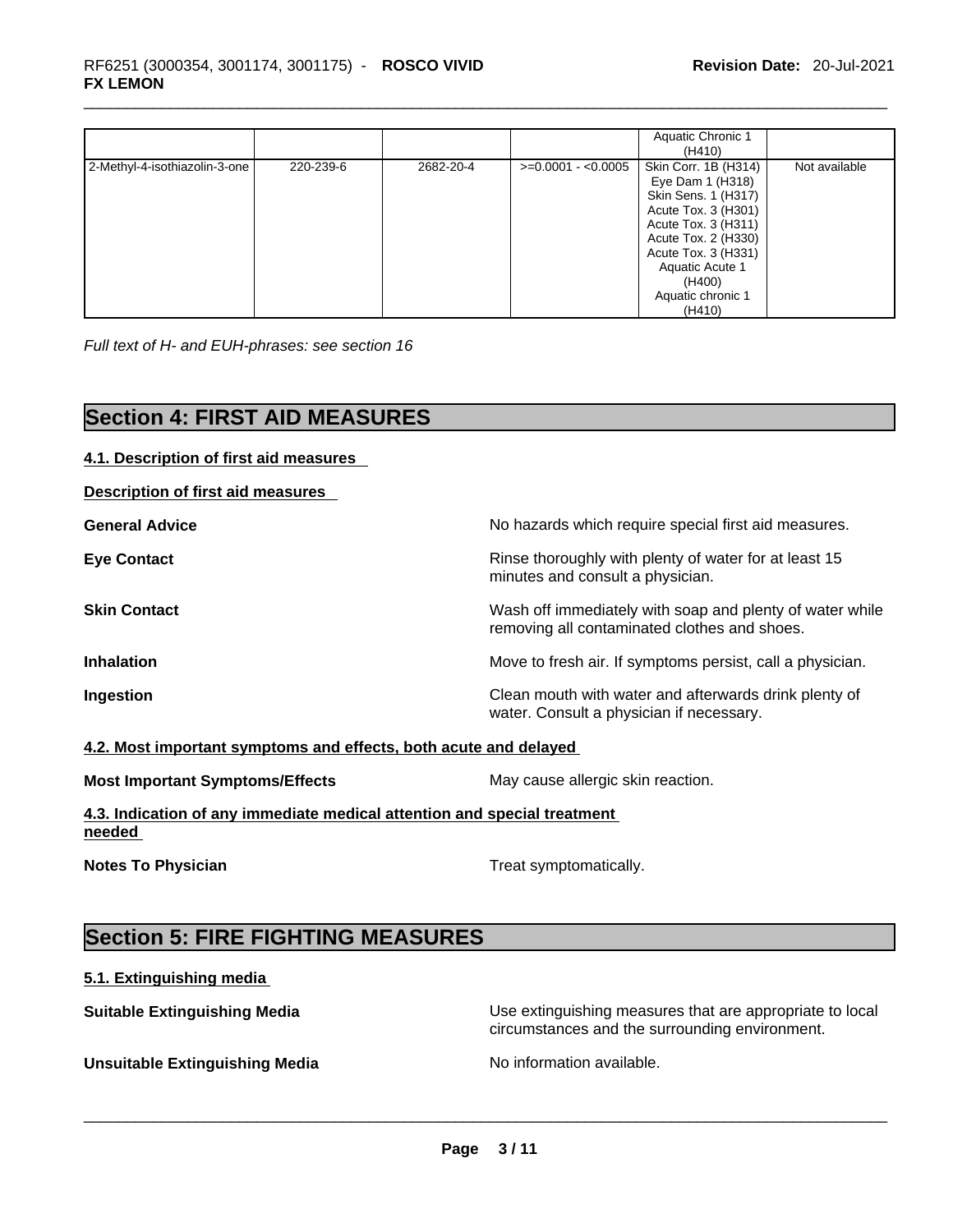| | | | | | |
|---|---|---|---|---|---|
| | | | | Aquatic Chronic 1 (H410) | |
| 2-Methyl-4-isothiazolin-3-one | 220-239-6 | 2682-20-4 | >=0.0001 - <0.0005 | Skin Corr. 1B (H314)<br>Eye Dam 1 (H318)<br>Skin Sens. 1 (H317)<br>Acute Tox. 3 (H301)<br>Acute Tox. 3 (H311)<br>Acute Tox. 2 (H330)<br>Acute Tox. 3 (H331)<br>Aquatic Acute 1 (H400)<br>Aquatic chronic 1 (H410) | Not available |

*Full text of H- and EUH-phrases: see section 16*

# Section 4: FIRST AID MEASURES

## 4.1. Description of first aid measures

**Description of first aid measures**

**General Advice** No hazards which require special first aid measures.

**Eye Contact** Rinse thoroughly with plenty of water for at least 15 minutes and consult a physician.

**Skin Contact** Wash off immediately with soap and plenty of water while removing all contaminated clothes and shoes.

**Inhalation** Move to fresh air. If symptoms persist, call a physician.

**Ingestion** Clean mouth with water and afterwards drink plenty of water. Consult a physician if necessary.

## 4.2. Most important symptoms and effects, both acute and delayed

**Most Important Symptoms/Effects** May cause allergic skin reaction.

## 4.3. Indication of any immediate medical attention and special treatment needed

**Notes To Physician** Treat symptomatically.

# Section 5: FIRE FIGHTING MEASURES

## 5.1. Extinguishing media

**Suitable Extinguishing Media** Use extinguishing measures that are appropriate to local circumstances and the surrounding environment.

**Unsuitable Extinguishing Media** No information available.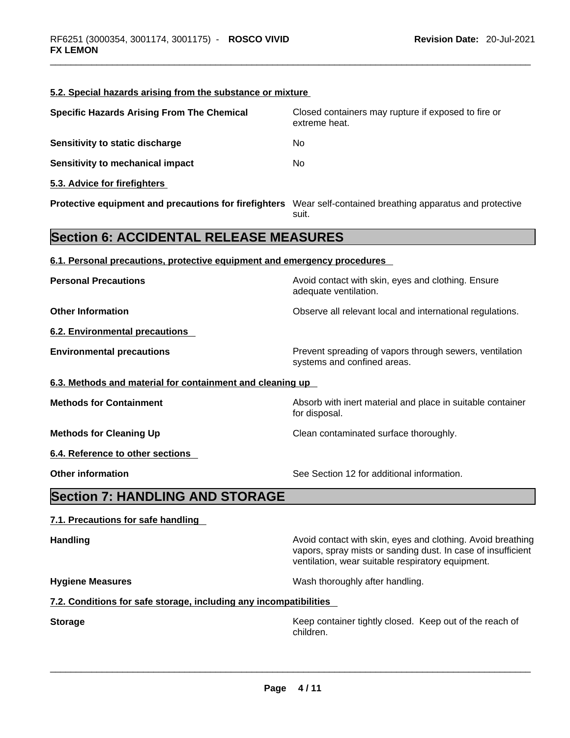#### 5.2. Special hazards arising from the substance or mixture

**Specific Hazards Arising From The Chemical** Closed containers may rupture if exposed to fire or extreme heat.

**Sensitivity to static discharge** No

**Sensitivity to mechanical impact** No

#### 5.3. Advice for firefighters

**Protective equipment and precautions for firefighters** Wear self-contained breathing apparatus and protective suit.

## Section 6: ACCIDENTAL RELEASE MEASURES

#### 6.1. Personal precautions, protective equipment and emergency procedures

**Personal Precautions** Avoid contact with skin, eyes and clothing. Ensure adequate ventilation.

**Other Information** Observe all relevant local and international regulations.

#### 6.2. Environmental precautions

**Environmental precautions** Prevent spreading of vapors through sewers, ventilation systems and confined areas.

#### 6.3. Methods and material for containment and cleaning up

**Methods for Containment** Absorb with inert material and place in suitable container for disposal.

**Methods for Cleaning Up** Clean contaminated surface thoroughly.

#### 6.4. Reference to other sections

**Other information** See Section 12 for additional information.

## Section 7: HANDLING AND STORAGE

#### 7.1. Precautions for safe handling

**Handling** Avoid contact with skin, eyes and clothing. Avoid breathing vapors, spray mists or sanding dust. In case of insufficient ventilation, wear suitable respiratory equipment.

**Hygiene Measures** Wash thoroughly after handling.

#### 7.2. Conditions for safe storage, including any incompatibilities

**Storage** Keep container tightly closed. Keep out of the reach of children.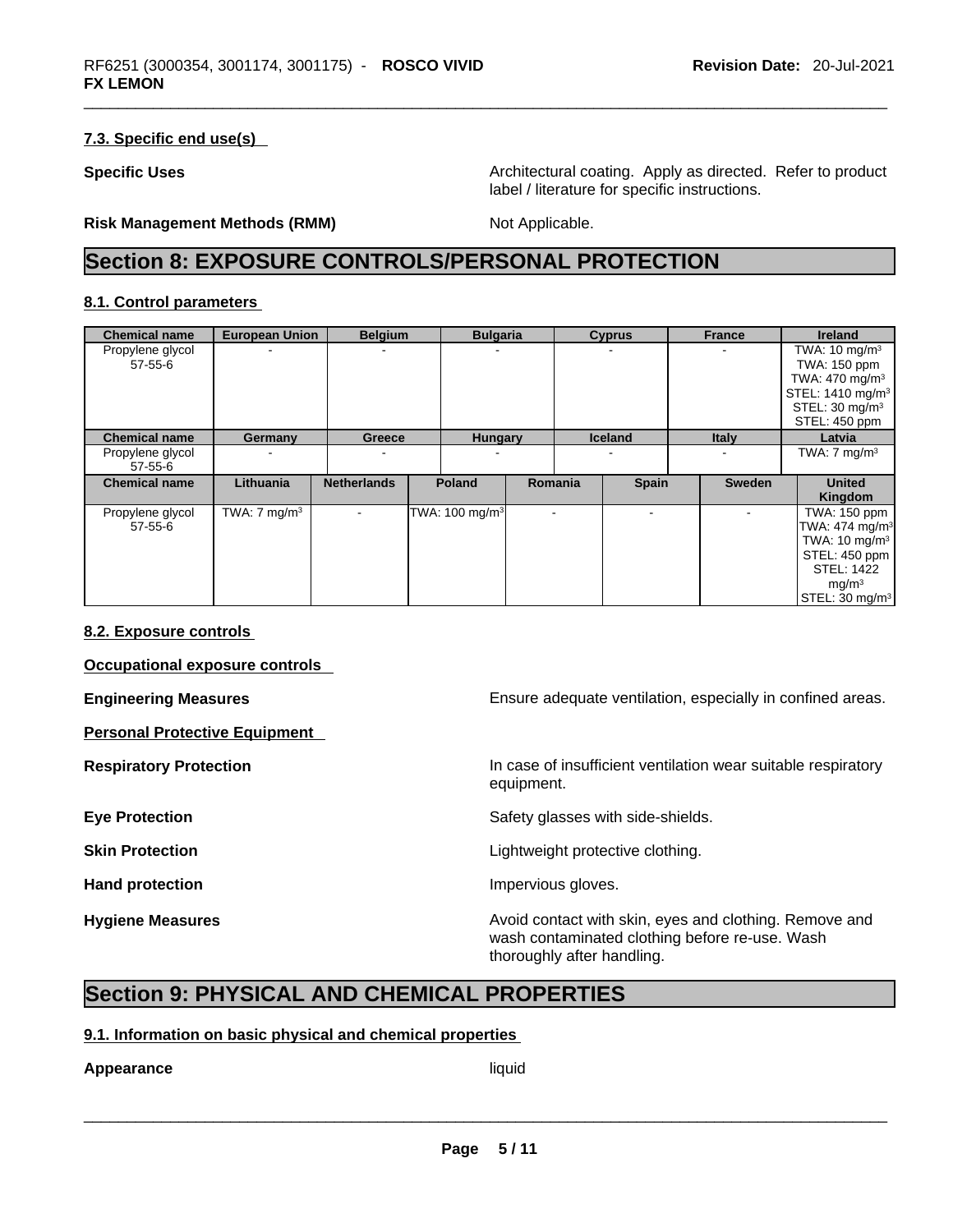#### 7.3. Specific end use(s)

**Specific Uses**: Architectural coating. Apply as directed. Refer to product label / literature for specific instructions.

**Risk Management Methods (RMM)**: Not Applicable.

# Section 8: EXPOSURE CONTROLS/PERSONAL PROTECTION

#### 8.1. Control parameters

| Chemical name | European Union | Belgium | Bulgaria | Cyprus | France | Ireland |
|---|---|---|---|---|---|---|
| Propylene glycol 57-55-6 | - | - | - | - | - | TWA: 10 mg/m³ TWA: 150 ppm TWA: 470 mg/m³ STEL: 1410 mg/m³ STEL: 30 mg/m³ STEL: 450 ppm |

| Chemical name | Germany | Greece | Hungary | Iceland | Italy | Latvia |
|---|---|---|---|---|---|---|
| Propylene glycol 57-55-6 | - | - | - | - | - | TWA: 7 mg/m³ |

| Chemical name | Lithuania | Netherlands | Poland | Romania | Spain | Sweden | United Kingdom |
|---|---|---|---|---|---|---|---|
| Propylene glycol 57-55-6 | TWA: 7 mg/m³ | - | TWA: 100 mg/m³ | - | - | - | TWA: 150 ppm TWA: 474 mg/m³ TWA: 10 mg/m³ STEL: 450 ppm STEL: 1422 mg/m³ STEL: 30 mg/m³ |

#### 8.2. Exposure controls

**Occupational exposure controls**

**Engineering Measures**: Ensure adequate ventilation, especially in confined areas.

**Personal Protective Equipment**

**Respiratory Protection**: In case of insufficient ventilation wear suitable respiratory equipment.

**Eye Protection**: Safety glasses with side-shields.

**Skin Protection**: Lightweight protective clothing.

**Hand protection**: Impervious gloves.

**Hygiene Measures**: Avoid contact with skin, eyes and clothing. Remove and wash contaminated clothing before re-use. Wash thoroughly after handling.

# Section 9: PHYSICAL AND CHEMICAL PROPERTIES

#### 9.1. Information on basic physical and chemical properties

**Appearance**: liquid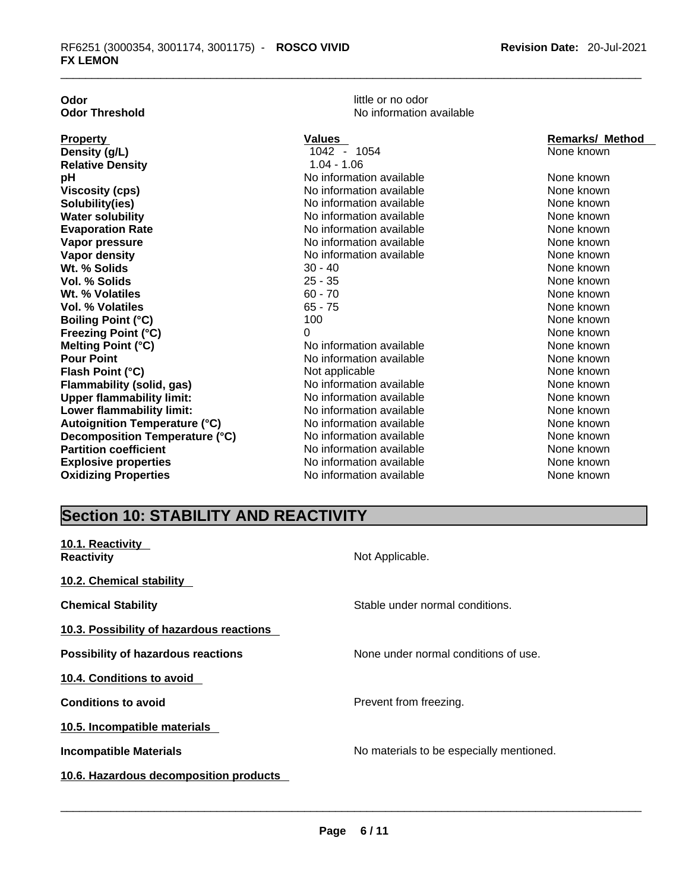**Odor** little or no odor
**Odor Threshold** No information available

| Property | Values | Remarks/ Method |
|---|---|---|
| **Density (g/L)** | 1042 - 1054 | None known |
| **Relative Density** | 1.04 - 1.06 | |
| **pH** | No information available | None known |
| **Viscosity (cps)** | No information available | None known |
| **Solubility(ies)** | No information available | None known |
| **Water solubility** | No information available | None known |
| **Evaporation Rate** | No information available | None known |
| **Vapor pressure** | No information available | None known |
| **Vapor density** | No information available | None known |
| **Wt. % Solids** | 30 - 40 | None known |
| **Vol. % Solids** | 25 - 35 | None known |
| **Wt. % Volatiles** | 60 - 70 | None known |
| **Vol. % Volatiles** | 65 - 75 | None known |
| **Boiling Point (°C)** | 100 | None known |
| **Freezing Point (°C)** | 0 | None known |
| **Melting Point (°C)** | No information available | None known |
| **Pour Point** | No information available | None known |
| **Flash Point (°C)** | Not applicable | None known |
| **Flammability (solid, gas)** | No information available | None known |
| **Upper flammability limit:** | No information available | None known |
| **Lower flammability limit:** | No information available | None known |
| **Autoignition Temperature (°C)** | No information available | None known |
| **Decomposition Temperature (°C)** | No information available | None known |
| **Partition coefficient** | No information available | None known |
| **Explosive properties** | No information available | None known |
| **Oxidizing Properties** | No information available | None known |

## Section 10: STABILITY AND REACTIVITY

**10.1. Reactivity**

**Reactivity** Not Applicable.

**10.2. Chemical stability**

**Chemical Stability** Stable under normal conditions.

**10.3. Possibility of hazardous reactions**

**Possibility of hazardous reactions** None under normal conditions of use.

**10.4. Conditions to avoid**

**Conditions to avoid** Prevent from freezing.

**10.5. Incompatible materials**

**Incompatible Materials** No materials to be especially mentioned.

**10.6. Hazardous decomposition products**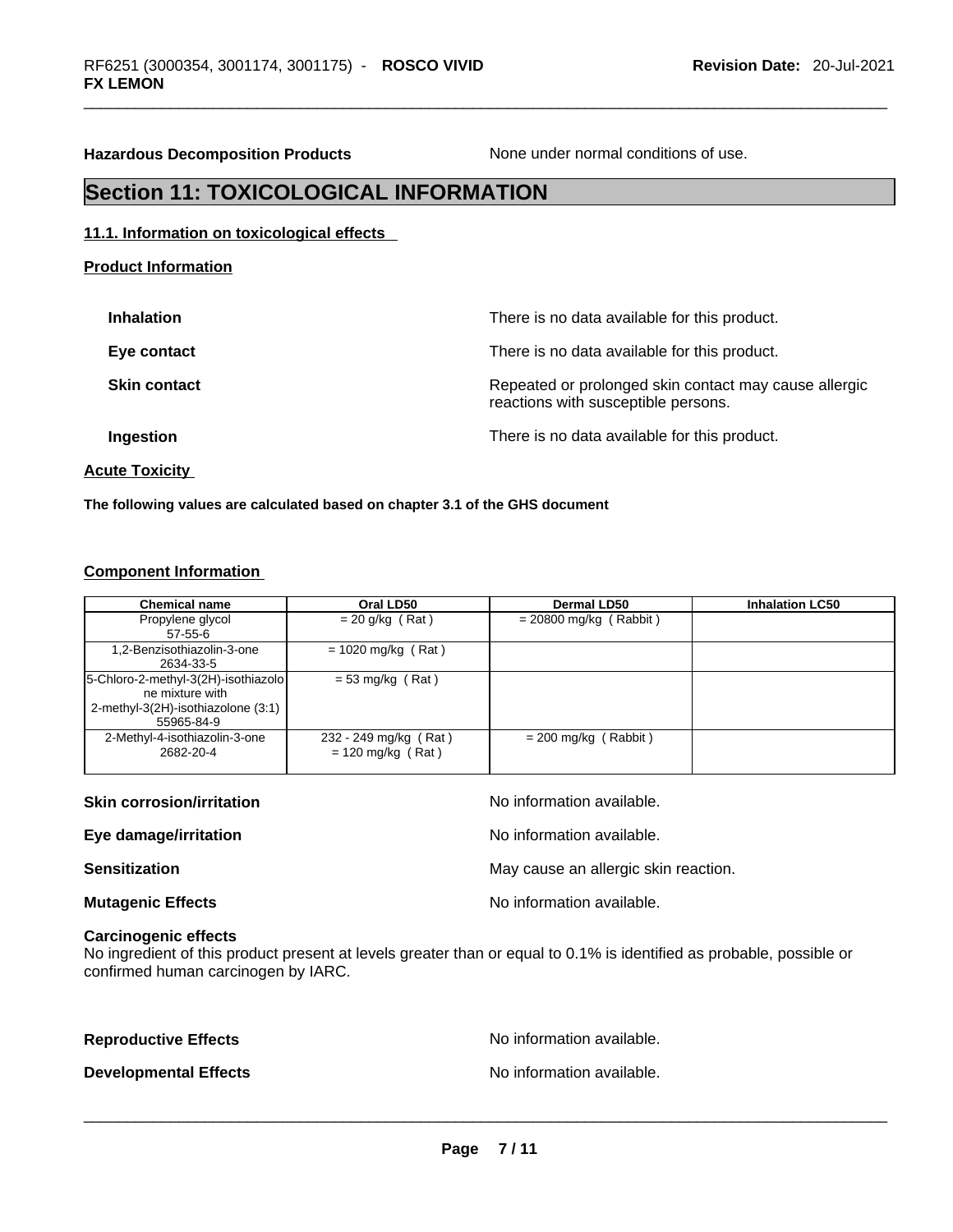**Hazardous Decomposition Products** None under normal conditions of use.

## Section 11: TOXICOLOGICAL INFORMATION

### 11.1. Information on toxicological effects

**Product Information**

**Inhalation** There is no data available for this product.

**Eye contact** There is no data available for this product.

**Skin contact** Repeated or prolonged skin contact may cause allergic reactions with susceptible persons.

**Ingestion** There is no data available for this product.

**Acute Toxicity**

**The following values are calculated based on chapter 3.1 of the GHS document**

**Component Information**

| Chemical name | Oral LD50 | Dermal LD50 | Inhalation LC50 |
|---|---|---|---|
| Propylene glycol 57-55-6 | = 20 g/kg ( Rat ) | = 20800 mg/kg ( Rabbit ) | |
| 1,2-Benzisothiazolin-3-one 2634-33-5 | = 1020 mg/kg ( Rat ) | | |
| 5-Chloro-2-methyl-3(2H)-isothiazolone mixture with 2-methyl-3(2H)-isothiazolone (3:1) 55965-84-9 | = 53 mg/kg ( Rat ) | | |
| 2-Methyl-4-isothiazolin-3-one 2682-20-4 | 232 - 249 mg/kg ( Rat ) = 120 mg/kg ( Rat ) | = 200 mg/kg ( Rabbit ) | |

**Skin corrosion/irritation** No information available.

**Eye damage/irritation** No information available.

**Sensitization** May cause an allergic skin reaction.

**Mutagenic Effects** No information available.

**Carcinogenic effects**
No ingredient of this product present at levels greater than or equal to 0.1% is identified as probable, possible or confirmed human carcinogen by IARC.

**Reproductive Effects** No information available.

**Developmental Effects** No information available.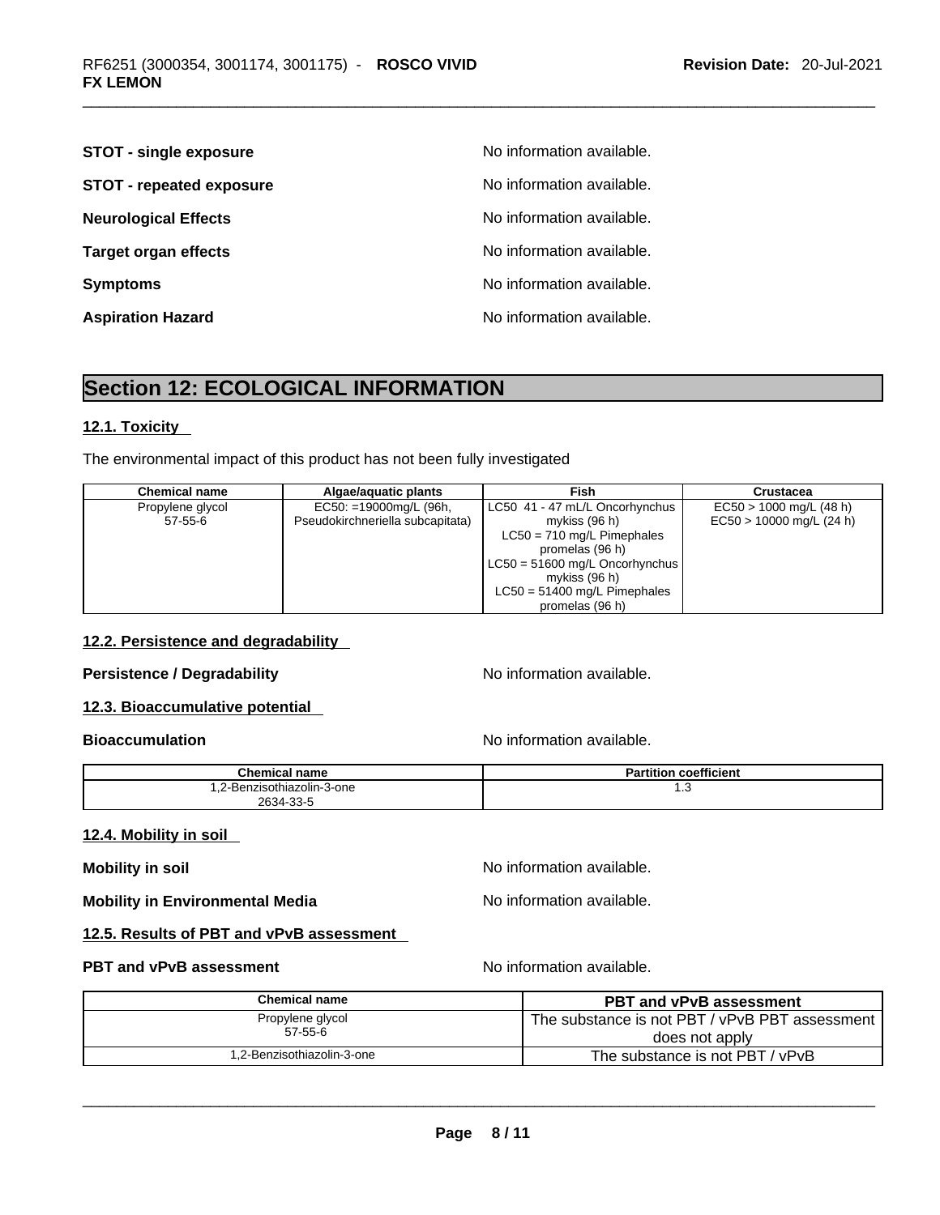**STOT - single exposure** No information available.

**STOT - repeated exposure** No information available.

**Neurological Effects** No information available.

**Target organ effects** No information available.

**Symptoms** No information available.

**Aspiration Hazard** No information available.

# Section 12: ECOLOGICAL INFORMATION

## 12.1. Toxicity

The environmental impact of this product has not been fully investigated

| Chemical name | Algae/aquatic plants | Fish | Crustacea |
|---|---|---|---|
| Propylene glycol<br>57-55-6 | EC50: =19000mg/L (96h, Pseudokirchneriella subcapitata) | LC50 41 - 47 mL/L Oncorhynchus mykiss (96 h)<br>LC50 = 710 mg/L Pimephales promelas (96 h)<br>LC50 = 51600 mg/L Oncorhynchus mykiss (96 h)<br>LC50 = 51400 mg/L Pimephales promelas (96 h) | EC50 > 1000 mg/L (48 h)<br>EC50 > 10000 mg/L (24 h) |

## 12.2. Persistence and degradability

**Persistence / Degradability** No information available.

## 12.3. Bioaccumulative potential

**Bioaccumulation** No information available.

| Chemical name | Partition coefficient |
|---|---|
| 1,2-Benzisothiazolin-3-one<br>2634-33-5 | 1.3 |

## 12.4. Mobility in soil

**Mobility in soil** No information available.

**Mobility in Environmental Media** No information available.

## 12.5. Results of PBT and vPvB assessment

**PBT and vPvB assessment** No information available.

| Chemical name | PBT and vPvB assessment |
|---|---|
| Propylene glycol<br>57-55-6 | The substance is not PBT / vPvB PBT assessment does not apply |
| 1,2-Benzisothiazolin-3-one | The substance is not PBT / vPvB |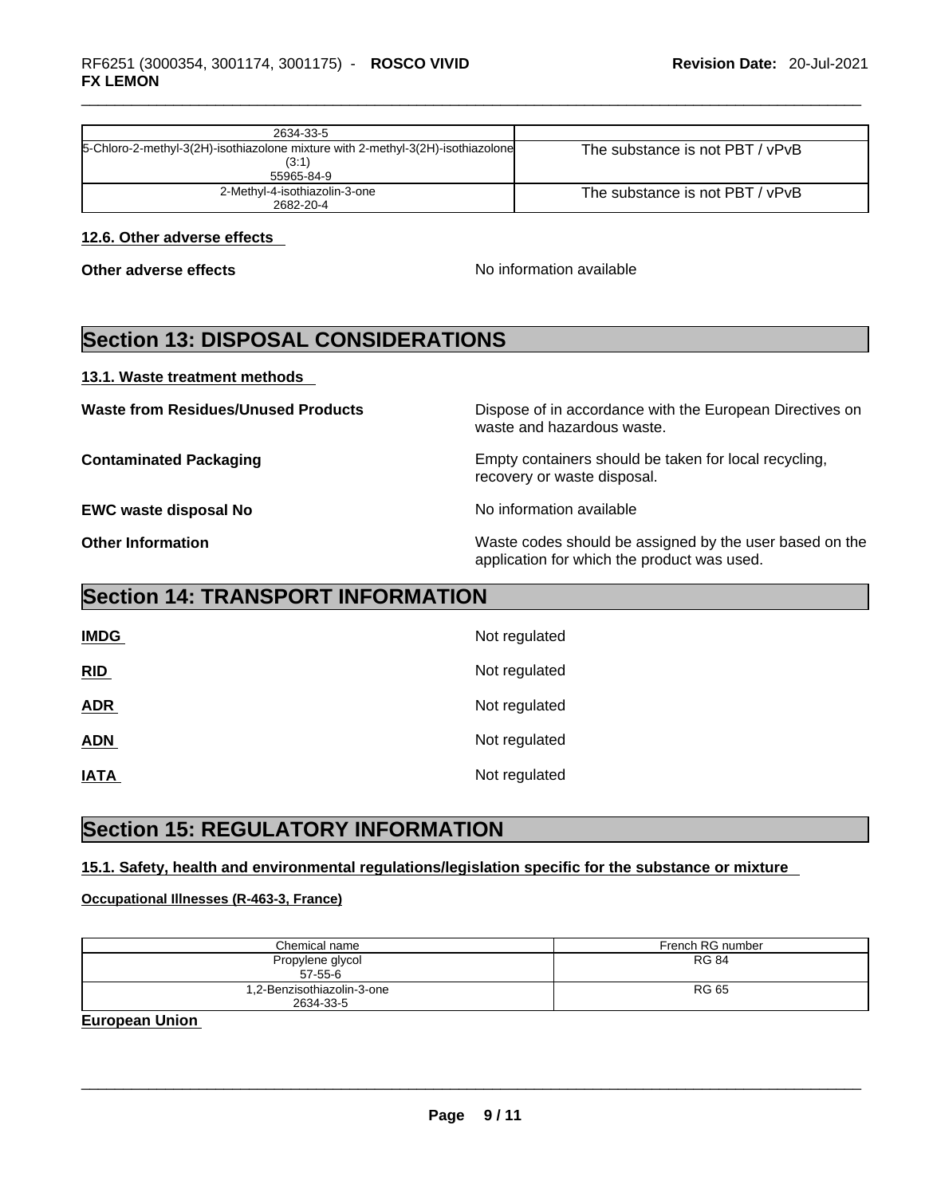| | |
|---|---|
| 2634-33-5 | |
| 5-Chloro-2-methyl-3(2H)-isothiazolone mixture with 2-methyl-3(2H)-isothiazolone (3:1) 55965-84-9 | The substance is not PBT / vPvB |
| 2-Methyl-4-isothiazolin-3-one 2682-20-4 | The substance is not PBT / vPvB |

### 12.6. Other adverse effects

**Other adverse effects** No information available

## Section 13: DISPOSAL CONSIDERATIONS

### 13.1. Waste treatment methods

**Waste from Residues/Unused Products** Dispose of in accordance with the European Directives on waste and hazardous waste.

**Contaminated Packaging** Empty containers should be taken for local recycling, recovery or waste disposal.

**EWC waste disposal No** No information available

**Other Information** Waste codes should be assigned by the user based on the application for which the product was used.

## Section 14: TRANSPORT INFORMATION

**IMDG** Not regulated

**RID** Not regulated

**ADR** Not regulated

**ADN** Not regulated

**IATA** Not regulated

## Section 15: REGULATORY INFORMATION

### 15.1. Safety, health and environmental regulations/legislation specific for the substance or mixture

**Occupational Illnesses (R-463-3, France)**

| Chemical name | French RG number |
|---|---|
| Propylene glycol 57-55-6 | RG 84 |
| 1,2-Benzisothiazolin-3-one 2634-33-5 | RG 65 |

**European Union**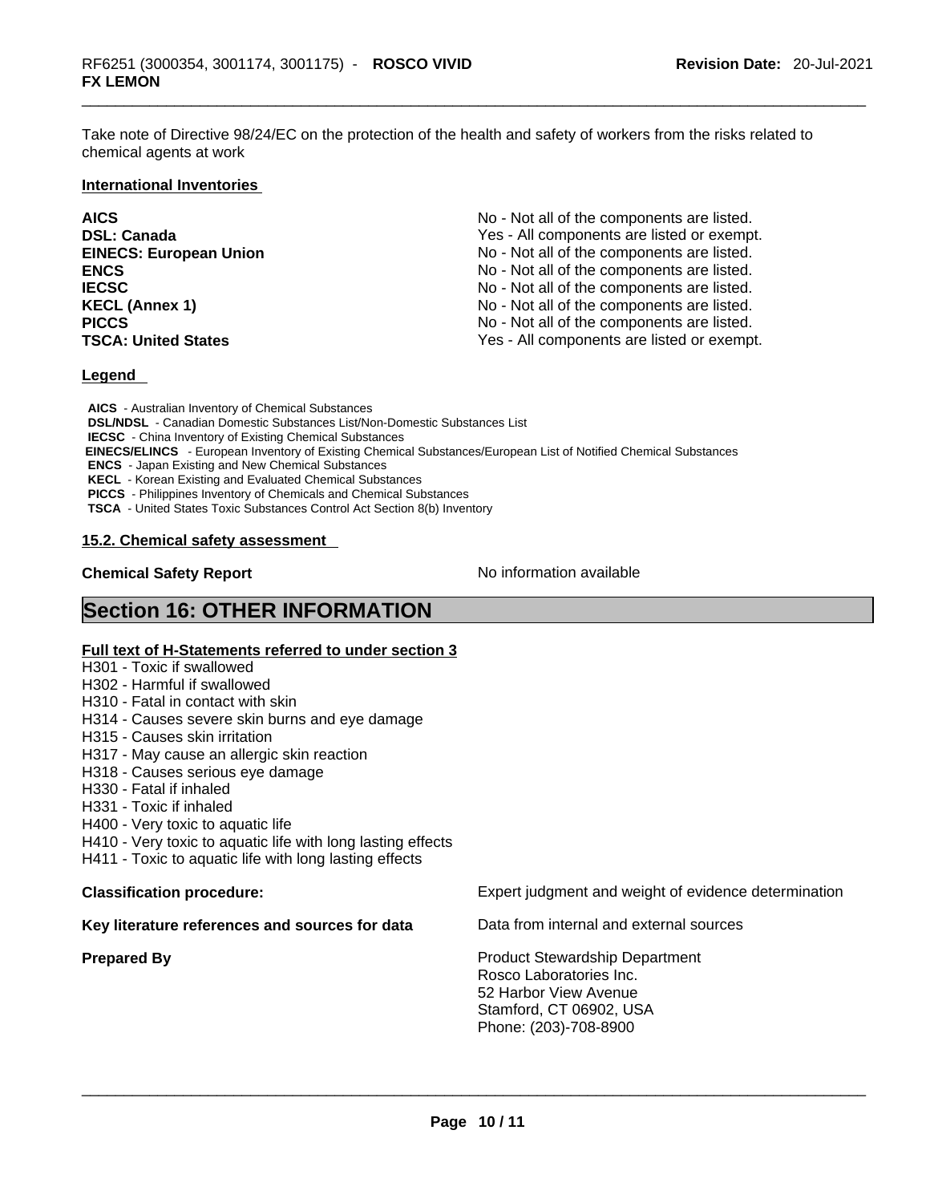Take note of Directive 98/24/EC on the protection of the health and safety of workers from the risks related to chemical agents at work

**International Inventories**

| | |
|---|---|
| **AICS** | No - Not all of the components are listed. |
| **DSL: Canada** | Yes - All components are listed or exempt. |
| **EINECS: European Union** | No - Not all of the components are listed. |
| **ENCS** | No - Not all of the components are listed. |
| **IECSC** | No - Not all of the components are listed. |
| **KECL (Annex 1)** | No - Not all of the components are listed. |
| **PICCS** | No - Not all of the components are listed. |
| **TSCA: United States** | Yes - All components are listed or exempt. |

**Legend**

**AICS** - Australian Inventory of Chemical Substances
**DSL/NDSL** - Canadian Domestic Substances List/Non-Domestic Substances List
**IECSC** - China Inventory of Existing Chemical Substances
**EINECS/ELINCS** - European Inventory of Existing Chemical Substances/European List of Notified Chemical Substances
**ENCS** - Japan Existing and New Chemical Substances
**KECL** - Korean Existing and Evaluated Chemical Substances
**PICCS** - Philippines Inventory of Chemicals and Chemical Substances
**TSCA** - United States Toxic Substances Control Act Section 8(b) Inventory

**15.2. Chemical safety assessment**

**Chemical Safety Report** No information available

## Section 16: OTHER INFORMATION

**Full text of H-Statements referred to under section 3**

H301 - Toxic if swallowed
H302 - Harmful if swallowed
H310 - Fatal in contact with skin
H314 - Causes severe skin burns and eye damage
H315 - Causes skin irritation
H317 - May cause an allergic skin reaction
H318 - Causes serious eye damage
H330 - Fatal if inhaled
H331 - Toxic if inhaled
H400 - Very toxic to aquatic life
H410 - Very toxic to aquatic life with long lasting effects
H411 - Toxic to aquatic life with long lasting effects

**Classification procedure:** Expert judgment and weight of evidence determination

**Key literature references and sources for data** Data from internal and external sources

**Prepared By** Product Stewardship Department
Rosco Laboratories Inc.
52 Harbor View Avenue
Stamford, CT 06902, USA
Phone: (203)-708-8900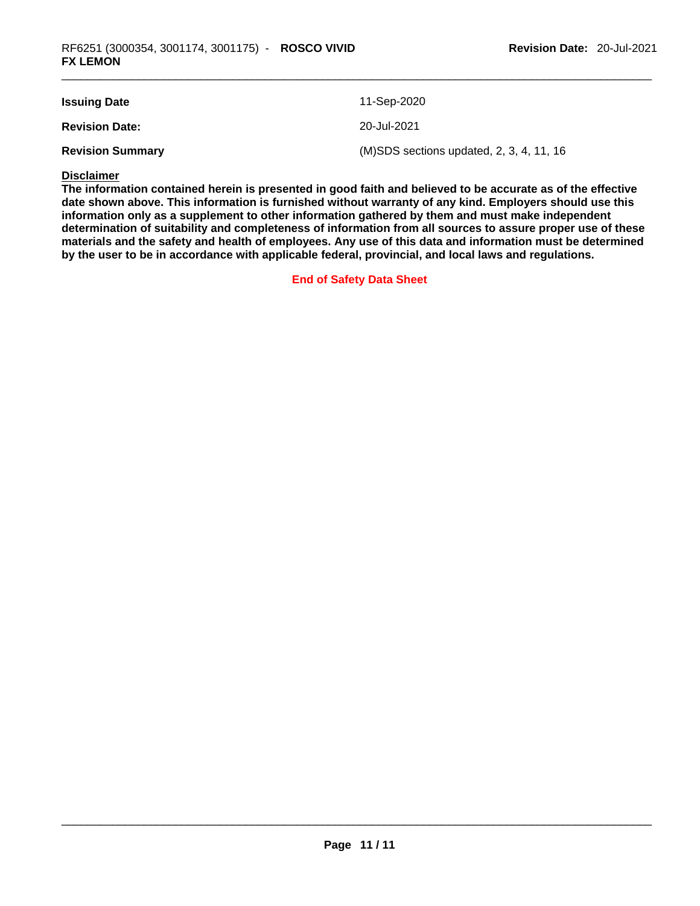| | |
|---|---|
| **Issuing Date** | 11-Sep-2020 |
| **Revision Date:** | 20-Jul-2021 |
| **Revision Summary** | (M)SDS sections updated, 2, 3, 4, 11, 16 |

**Disclaimer**

**The information contained herein is presented in good faith and believed to be accurate as of the effective date shown above. This information is furnished without warranty of any kind. Employers should use this information only as a supplement to other information gathered by them and must make independent determination of suitability and completeness of information from all sources to assure proper use of these materials and the safety and health of employees. Any use of this data and information must be determined by the user to be in accordance with applicable federal, provincial, and local laws and regulations.**

**End of Safety Data Sheet**